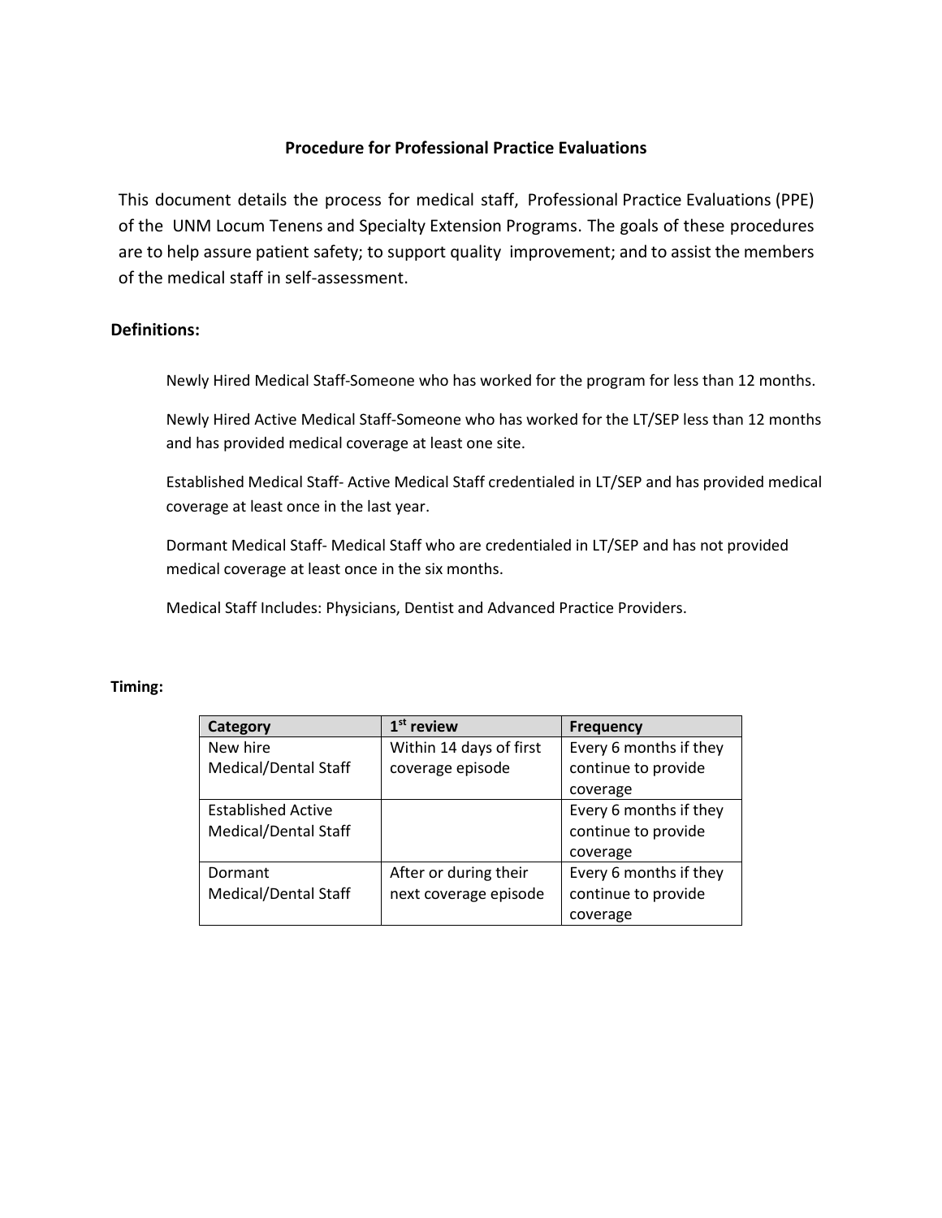# Procedure for Professional Practice Evaluations

This document details the process for medical staff, Professional Practice Evaluations (PPE) of the UNM Locum Tenens and Specialty Extension Programs. The goals of these procedures are to help assure patient safety; to support quality improvement; and to assist the members of the medical staff in self-assessment.

## Definitions:

Newly Hired Medical Staff-Someone who has worked for the program for less than 12 months.

Newly Hired Active Medical Staff-Someone who has worked for the LT/SEP less than 12 months and has provided medical coverage at least one site.

Established Medical Staff- Active Medical Staff credentialed in LT/SEP and has provided medical coverage at least once in the last year.

Dormant Medical Staff- Medical Staff who are credentialed in LT/SEP and has not provided medical coverage at least once in the six months.

Medical Staff Includes: Physicians, Dentist and Advanced Practice Providers.

## Timing:

| Category | 1st review | Frequency |
|---|---|---|
| New hire Medical/Dental Staff | Within 14 days of first coverage episode | Every 6 months if they continue to provide coverage |
| Established Active Medical/Dental Staff | | Every 6 months if they continue to provide coverage |
| Dormant Medical/Dental Staff | After or during their next coverage episode | Every 6 months if they continue to provide coverage |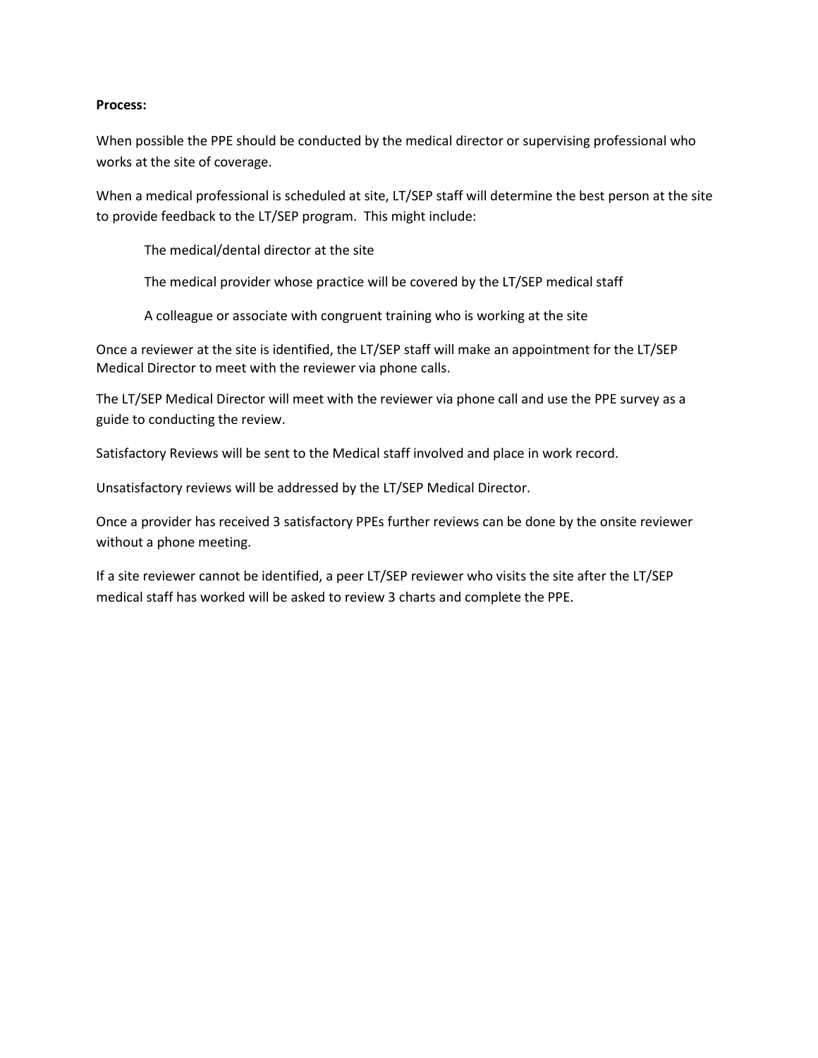**Process:**

When possible the PPE should be conducted by the medical director or supervising professional who works at the site of coverage.

When a medical professional is scheduled at site, LT/SEP staff will determine the best person at the site to provide feedback to the LT/SEP program. This might include:

> The medical/dental director at the site
>
> The medical provider whose practice will be covered by the LT/SEP medical staff
>
> A colleague or associate with congruent training who is working at the site

Once a reviewer at the site is identified, the LT/SEP staff will make an appointment for the LT/SEP Medical Director to meet with the reviewer via phone calls.

The LT/SEP Medical Director will meet with the reviewer via phone call and use the PPE survey as a guide to conducting the review.

Satisfactory Reviews will be sent to the Medical staff involved and place in work record.

Unsatisfactory reviews will be addressed by the LT/SEP Medical Director.

Once a provider has received 3 satisfactory PPEs further reviews can be done by the onsite reviewer without a phone meeting.

If a site reviewer cannot be identified, a peer LT/SEP reviewer who visits the site after the LT/SEP medical staff has worked will be asked to review 3 charts and complete the PPE.